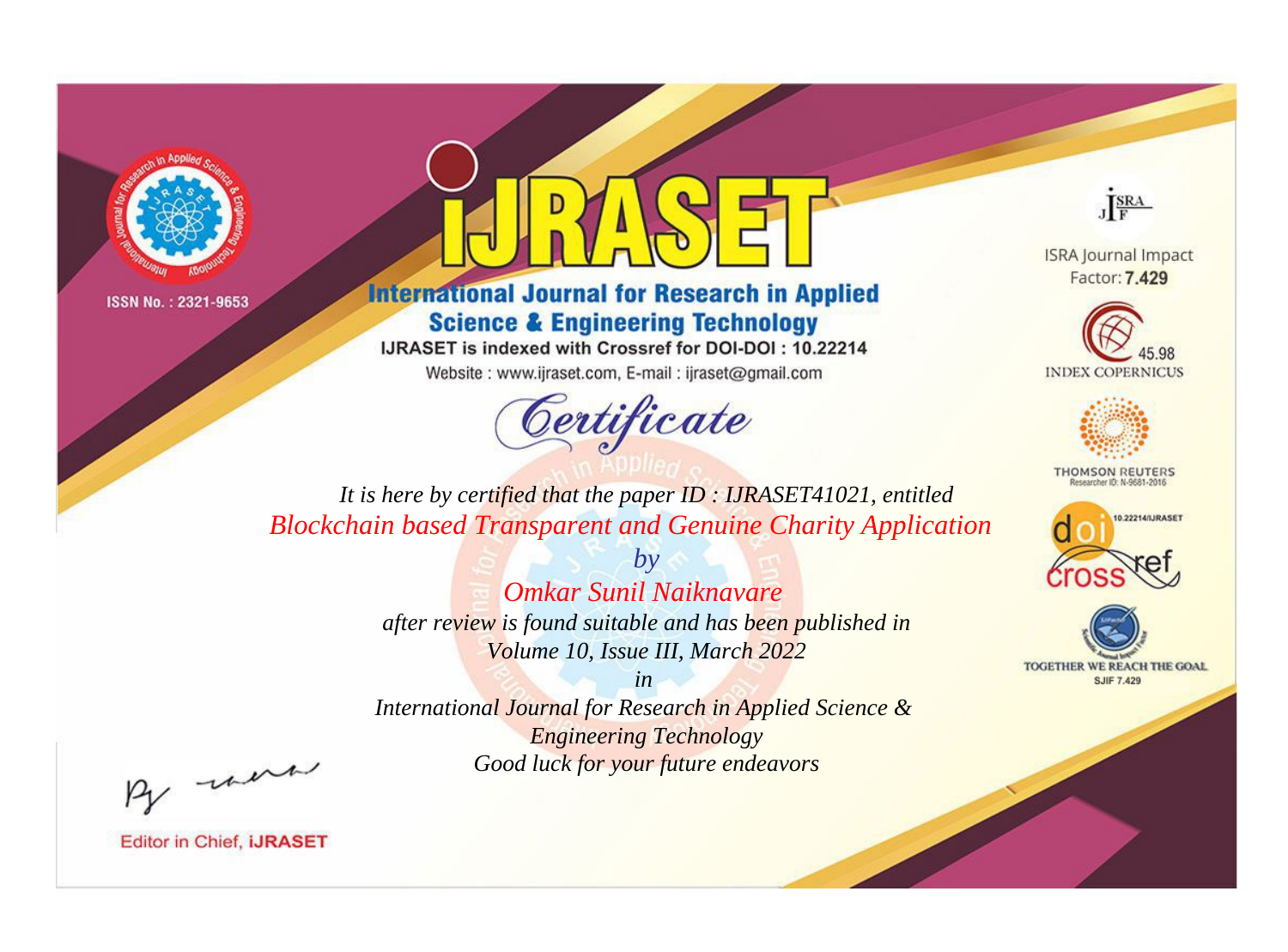ISSN No. : 2321-9653

# iJRASET

## International Journal for Research in Applied Science & Engineering Technology

IJRASET is indexed with Crossref for DOI-DOI : 10.22214

Website : www.ijraset.com, E-mail : ijraset@gmail.com

*Certificate*

*It is here by certified that the paper ID : IJRASET41021, entitled*

*Blockchain based Transparent and Genuine Charity Application*

*by*

*Omkar Sunil Naiknavare*

*after review is found suitable and has been published in*

*Volume 10, Issue III, March 2022*

*in*

*International Journal for Research in Applied Science & Engineering Technology*

*Good luck for your future endeavors*

ISRA Journal Impact Factor: **7.429**

45.98 INDEX COPERNICUS

THOMSON REUTERS Researcher ID: N-9681-2016

10.22214/IJRASET

TOGETHER WE REACH THE GOAL SJIF 7.429

Editor in Chief, **iJRASET**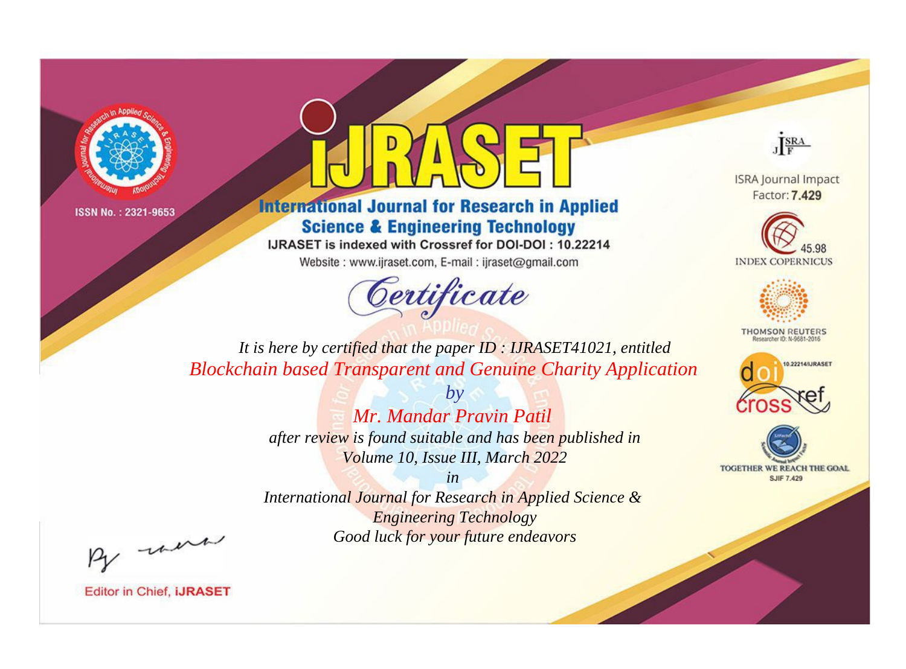ISSN No. : 2321-9653

# iJRASET

## International Journal for Research in Applied Science & Engineering Technology

IJRASET is indexed with Crossref for DOI-DOI : 10.22214

Website : www.ijraset.com, E-mail : ijraset@gmail.com

ISRA Journal Impact Factor: **7.429**

45.98 INDEX COPERNICUS

THOMSON REUTERS Researcher ID: N-9681-2016

10.22214/IJRASET

TOGETHER WE REACH THE GOAL SJIF 7.429

*Certificate*

*It is here by certified that the paper ID : IJRASET41021, entitled*

*Blockchain based Transparent and Genuine Charity Application*

*by*

*Mr. Mandar Pravin Patil*

*after review is found suitable and has been published in*

*Volume 10, Issue III, March 2022*

*in*

*International Journal for Research in Applied Science & Engineering Technology*

*Good luck for your future endeavors*

Editor in Chief, **iJRASET**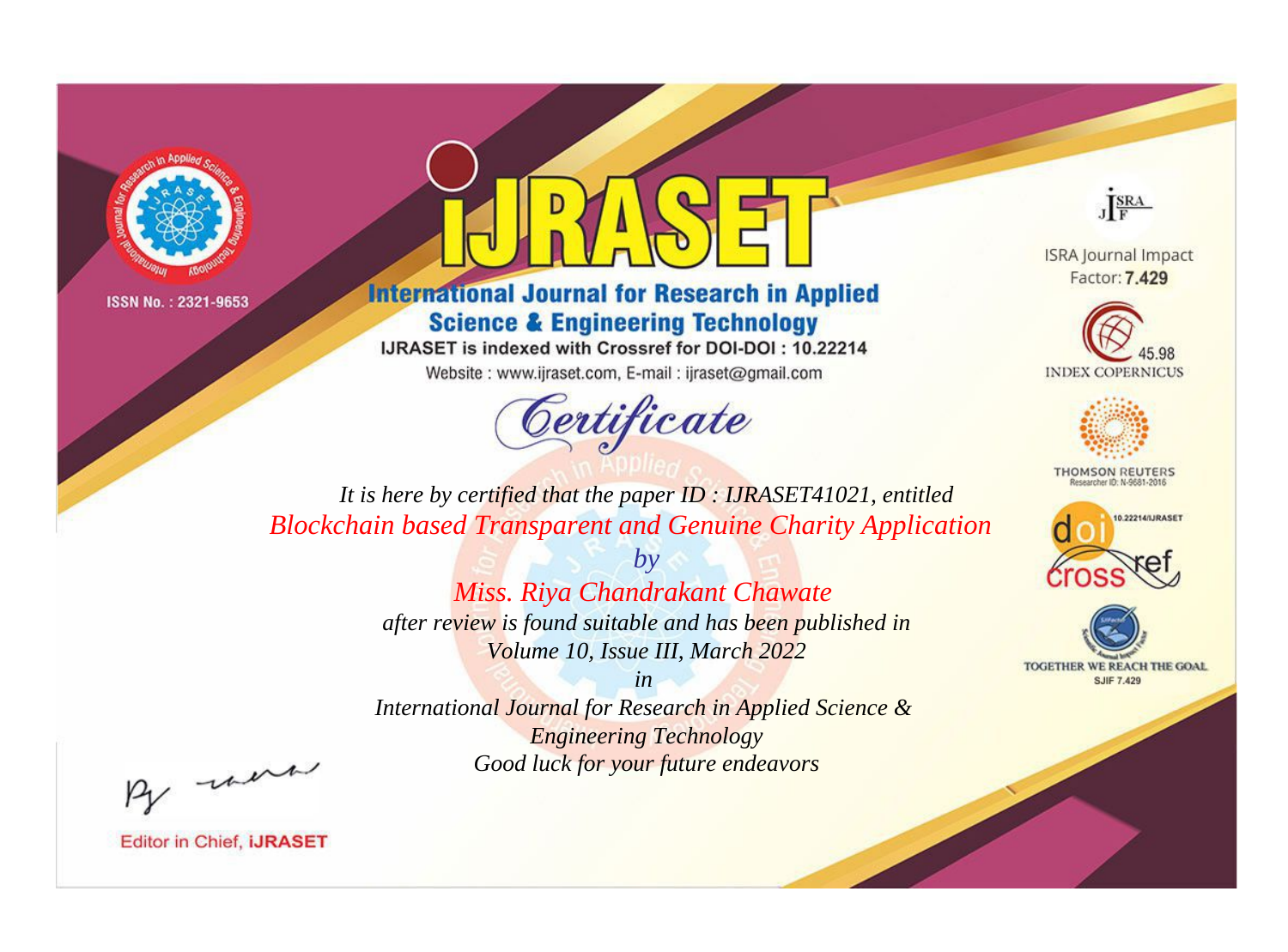ISSN No. : 2321-9653

# IJRASET

## International Journal for Research in Applied Science & Engineering Technology

IJRASET is indexed with Crossref for DOI-DOI : 10.22214

Website : www.ijraset.com, E-mail : ijraset@gmail.com

# Certificate

*It is here by certified that the paper ID : IJRASET41021, entitled*

*Blockchain based Transparent and Genuine Charity Application*

*by*

*Miss. Riya Chandrakant Chawate*

*after review is found suitable and has been published in*

*Volume 10, Issue III, March 2022*

*in*

*International Journal for Research in Applied Science & Engineering Technology*

*Good luck for your future endeavors*

ISRA Journal Impact Factor: **7.429**

45.98 INDEX COPERNICUS

THOMSON REUTERS Researcher ID: N-9681-2016

10.22214/IJRASET

TOGETHER WE REACH THE GOAL SJIF 7.429

Editor in Chief, **IJRASET**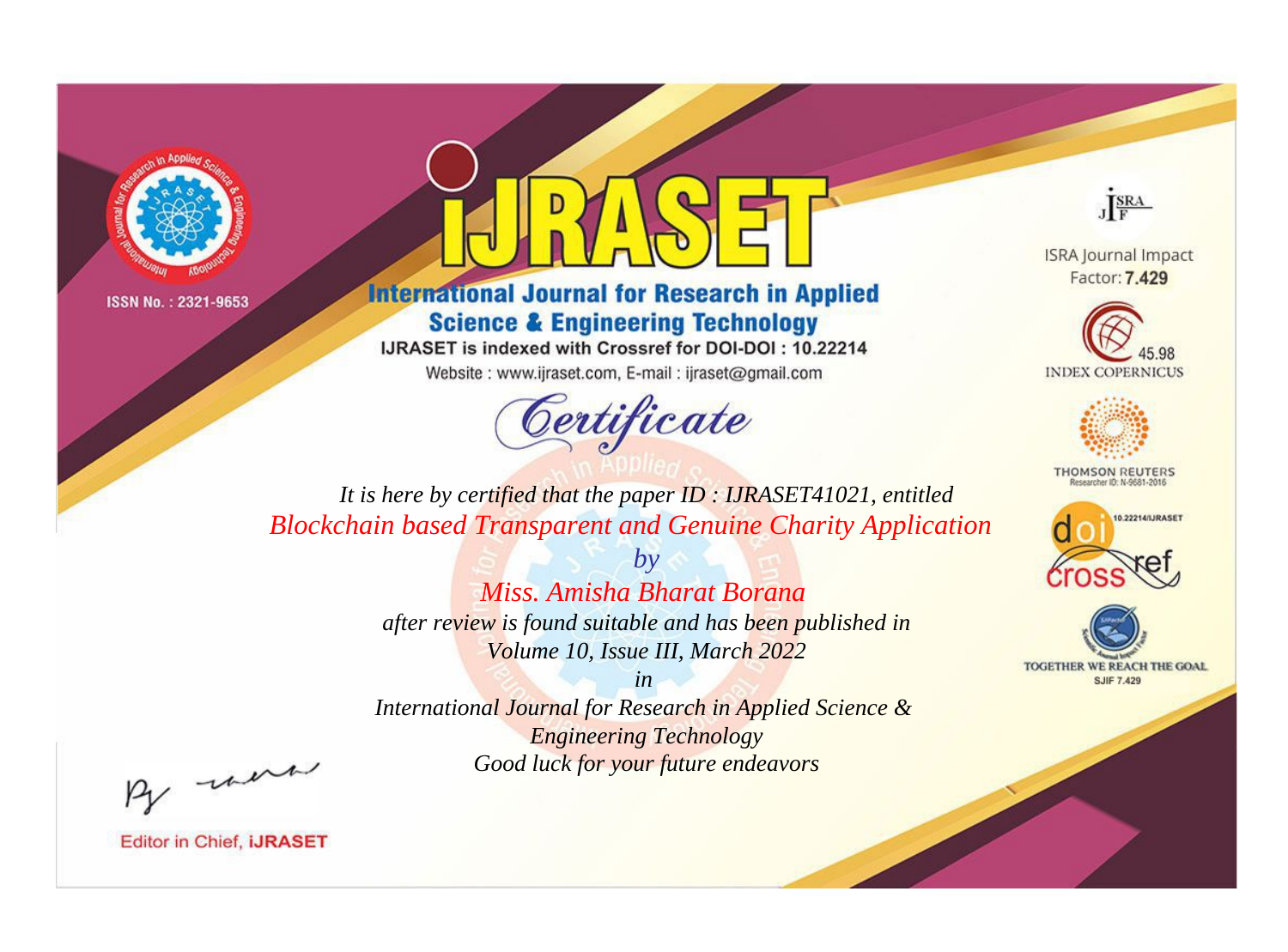ISSN No. : 2321-9653

# iJRASET

## International Journal for Research in Applied Science & Engineering Technology

IJRASET is indexed with Crossref for DOI-DOI : 10.22214

Website : www.ijraset.com, E-mail : ijraset@gmail.com

*Certificate*

*It is here by certified that the paper ID : IJRASET41021, entitled*

*Blockchain based Transparent and Genuine Charity Application*

*by*

*Miss. Amisha Bharat Borana*

*after review is found suitable and has been published in*

*Volume 10, Issue III, March 2022*

*in*

*International Journal for Research in Applied Science & Engineering Technology*

*Good luck for your future endeavors*

Editor in Chief, iJRASET

ISRA Journal Impact Factor: **7.429**

45.98 INDEX COPERNICUS

THOMSON REUTERS Researcher ID: N-9681-2016

10.22214/IJRASET

TOGETHER WE REACH THE GOAL SJIF 7.429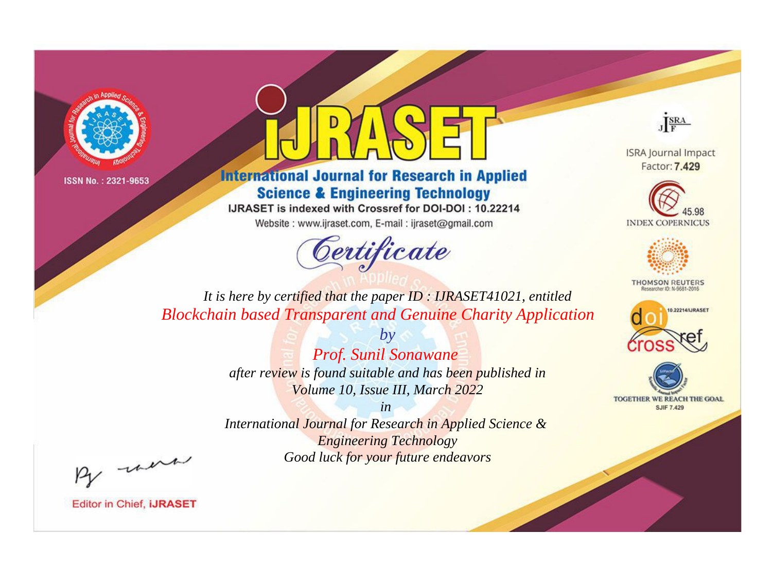ISSN No. : 2321-9653

# iJRASET

## International Journal for Research in Applied Science & Engineering Technology

IJRASET is indexed with Crossref for DOI-DOI : 10.22214

Website : www.ijraset.com, E-mail : ijraset@gmail.com

*Certificate*

*It is here by certified that the paper ID : IJRASET41021, entitled*

*Blockchain based Transparent and Genuine Charity Application*

*by*

*Prof. Sunil Sonawane*

*after review is found suitable and has been published in*

*Volume 10, Issue III, March 2022*

*in*

*International Journal for Research in Applied Science & Engineering Technology*

*Good luck for your future endeavors*

ISRA Journal Impact Factor: **7.429**

45.98 INDEX COPERNICUS

THOMSON REUTERS Researcher ID: N-9681-2016

10.22214/IJRASET

TOGETHER WE REACH THE GOAL SJIF 7.429

Editor in Chief, **iJRASET**